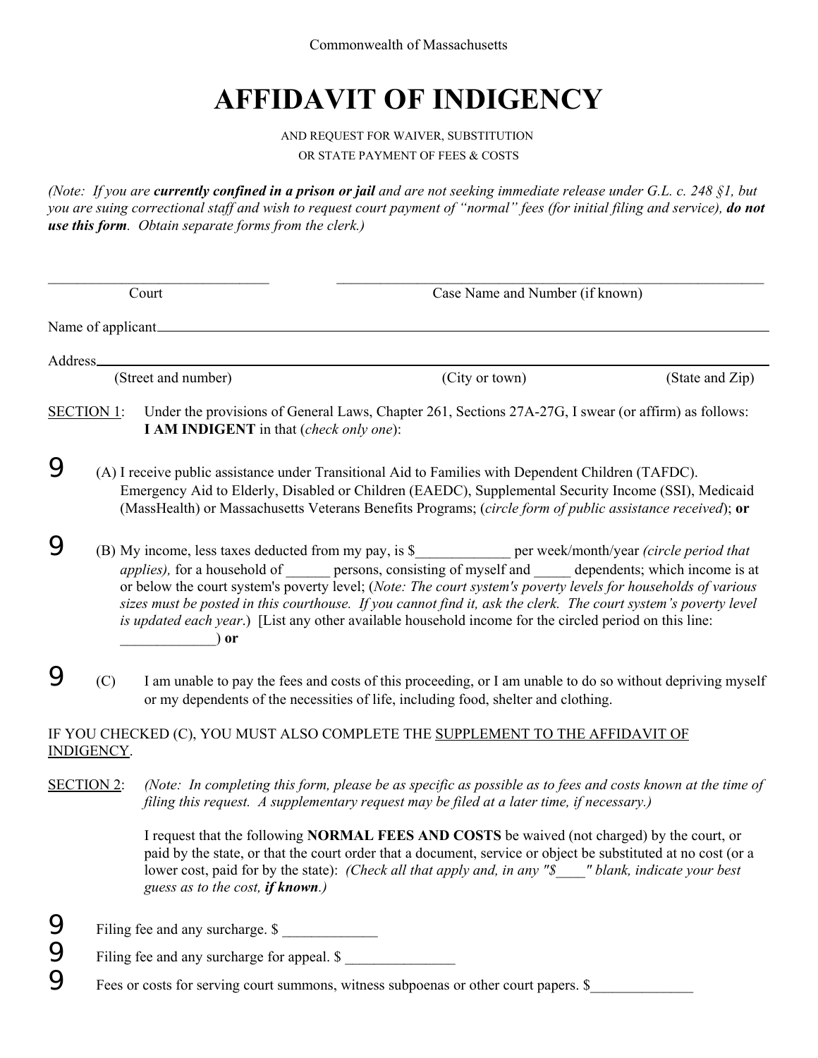Commonwealth of Massachusetts

# AFFIDAVIT OF INDIGENCY

AND REQUEST FOR WAIVER, SUBSTITUTION
OR STATE PAYMENT OF FEES & COSTS

*(Note: If you are* ***currently confined in a prison or jail*** *and are not seeking immediate release under G.L. c. 248 §1, but you are suing correctional staff and wish to request court payment of "normal" fees (for initial filing and service),* ***do not use this form****. Obtain separate forms from the clerk.)*

_______________________________ ____________________________________________________________
Court Case Name and Number (if known)

Name of applicant______________________________________________________________________

Address_______________________________________________________________________________
(Street and number) (City or town) (State and Zip)

SECTION 1: Under the provisions of General Laws, Chapter 261, Sections 27A-27G, I swear (or affirm) as follows: **I AM INDIGENT** in that (*check only one*):

9 (A) I receive public assistance under Transitional Aid to Families with Dependent Children (TAFDC). Emergency Aid to Elderly, Disabled or Children (EAEDC), Supplemental Security Income (SSI), Medicaid (MassHealth) or Massachusetts Veterans Benefits Programs; (*circle form of public assistance received*); **or**

9 (B) My income, less taxes deducted from my pay, is $_____________ per week/month/year *(circle period that applies),* for a household of ______ persons, consisting of myself and _____ dependents; which income is at or below the court system's poverty level; (*Note: The court system's poverty levels for households of various sizes must be posted in this courthouse. If you cannot find it, ask the clerk. The court system's poverty level is updated each year*.) [List any other available household income for the circled period on this line: _____________) **or**

9 (C) I am unable to pay the fees and costs of this proceeding, or I am unable to do so without depriving myself or my dependents of the necessities of life, including food, shelter and clothing.

IF YOU CHECKED (C), YOU MUST ALSO COMPLETE THE SUPPLEMENT TO THE AFFIDAVIT OF INDIGENCY.

SECTION 2: *(Note: In completing this form, please be as specific as possible as to fees and costs known at the time of filing this request. A supplementary request may be filed at a later time, if necessary.)*

I request that the following **NORMAL FEES AND COSTS** be waived (not charged) by the court, or paid by the state, or that the court order that a document, service or object be substituted at no cost (or a lower cost, paid for by the state): *(Check all that apply and, in any "$____" blank, indicate your best guess as to the cost,* ***if known****.)*

9 Filing fee and any surcharge. $ _____________

9 Filing fee and any surcharge for appeal. $ _______________

9 Fees or costs for serving court summons, witness subpoenas or other court papers. $______________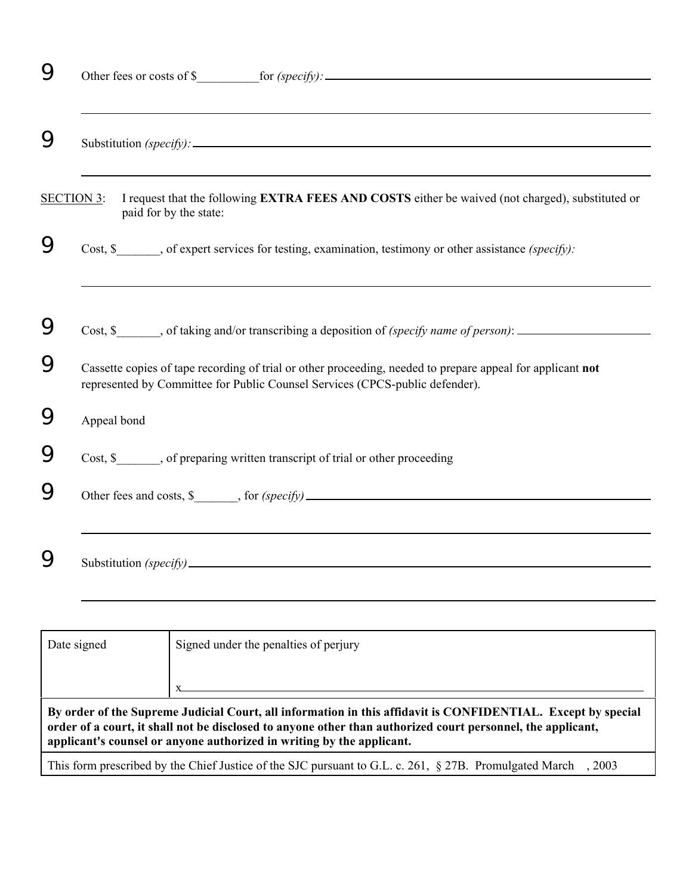9 Other fees or costs of $__________for *(specify):* ____________________________________________

______________________________________________________________________

9 Substitution *(specify):* ____________________________________________

______________________________________________________________________

SECTION 3: I request that the following **EXTRA FEES AND COSTS** either be waived (not charged), substituted or paid for by the state:

9 Cost, $_______, of expert services for testing, examination, testimony or other assistance *(specify):*

______________________________________________________________________

9 Cost, $_______, of taking and/or transcribing a deposition of *(specify name of person)*: ____________________

9 Cassette copies of tape recording of trial or other proceeding, needed to prepare appeal for applicant **not** represented by Committee for Public Counsel Services (CPCS-public defender).

9 Appeal bond

9 Cost, $_______, of preparing written transcript of trial or other proceeding

9 Other fees and costs, $_______, for *(specify)* ____________________________________________

______________________________________________________________________

9 Substitution *(specify)* ____________________________________________

______________________________________________________________________

| Date signed | Signed under the penalties of perjury<br><br>x______________________________________________ |
|---|---|
| **By order of the Supreme Judicial Court, all information in this affidavit is CONFIDENTIAL. Except by special order of a court, it shall not be disclosed to anyone other than authorized court personnel, the applicant, applicant's counsel or anyone authorized in writing by the applicant.** | |
| This form prescribed by the Chief Justice of the SJC pursuant to G.L. c. 261, § 27B. Promulgated March , 2003 | |